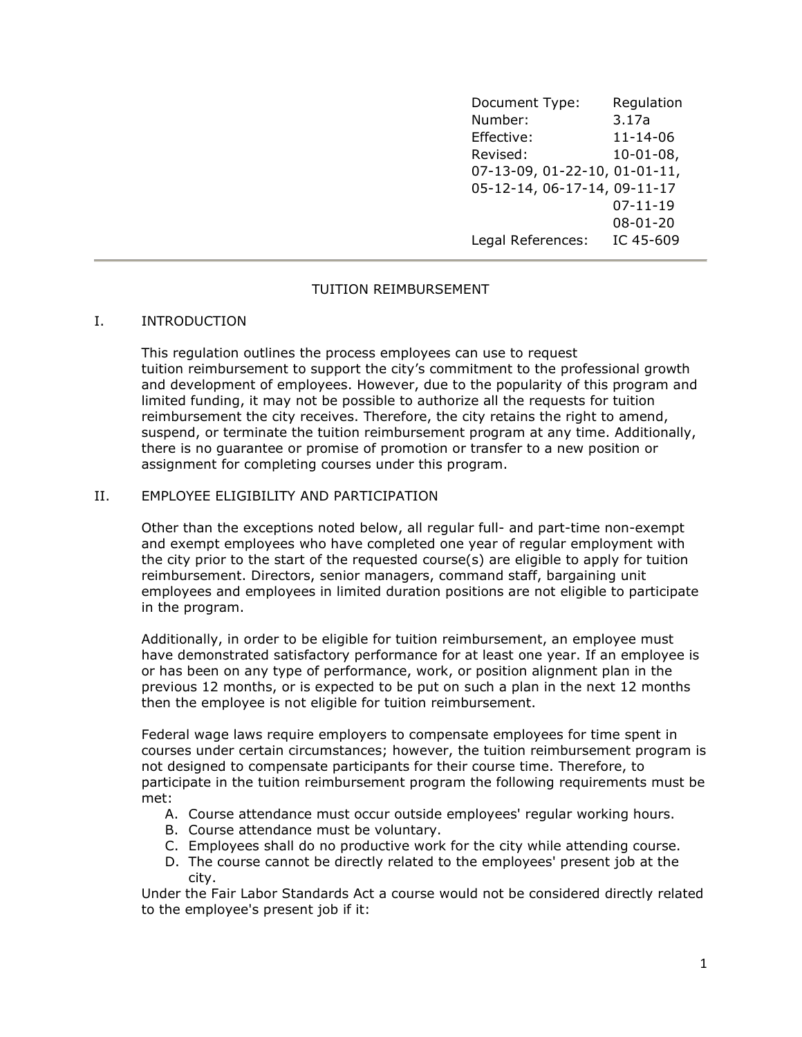| Document Type: | Regulation |
|---|---|
| Number: | 3.17a |
| Effective: | 11-14-06 |
| Revised: | 10-01-08, 07-13-09, 01-22-10, 01-01-11, 05-12-14, 06-17-14, 09-11-17, 07-11-19, 08-01-20 |
| Legal References: | IC 45-609 |

---

# TUITION REIMBURSEMENT

## I. INTRODUCTION

This regulation outlines the process employees can use to request tuition reimbursement to support the city's commitment to the professional growth and development of employees. However, due to the popularity of this program and limited funding, it may not be possible to authorize all the requests for tuition reimbursement the city receives. Therefore, the city retains the right to amend, suspend, or terminate the tuition reimbursement program at any time. Additionally, there is no guarantee or promise of promotion or transfer to a new position or assignment for completing courses under this program.

## II. EMPLOYEE ELIGIBILITY AND PARTICIPATION

Other than the exceptions noted below, all regular full- and part-time non-exempt and exempt employees who have completed one year of regular employment with the city prior to the start of the requested course(s) are eligible to apply for tuition reimbursement. Directors, senior managers, command staff, bargaining unit employees and employees in limited duration positions are not eligible to participate in the program.

Additionally, in order to be eligible for tuition reimbursement, an employee must have demonstrated satisfactory performance for at least one year. If an employee is or has been on any type of performance, work, or position alignment plan in the previous 12 months, or is expected to be put on such a plan in the next 12 months then the employee is not eligible for tuition reimbursement.

Federal wage laws require employers to compensate employees for time spent in courses under certain circumstances; however, the tuition reimbursement program is not designed to compensate participants for their course time. Therefore, to participate in the tuition reimbursement program the following requirements must be met:

A. Course attendance must occur outside employees' regular working hours.
B. Course attendance must be voluntary.
C. Employees shall do no productive work for the city while attending course.
D. The course cannot be directly related to the employees' present job at the city.

Under the Fair Labor Standards Act a course would not be considered directly related to the employee's present job if it: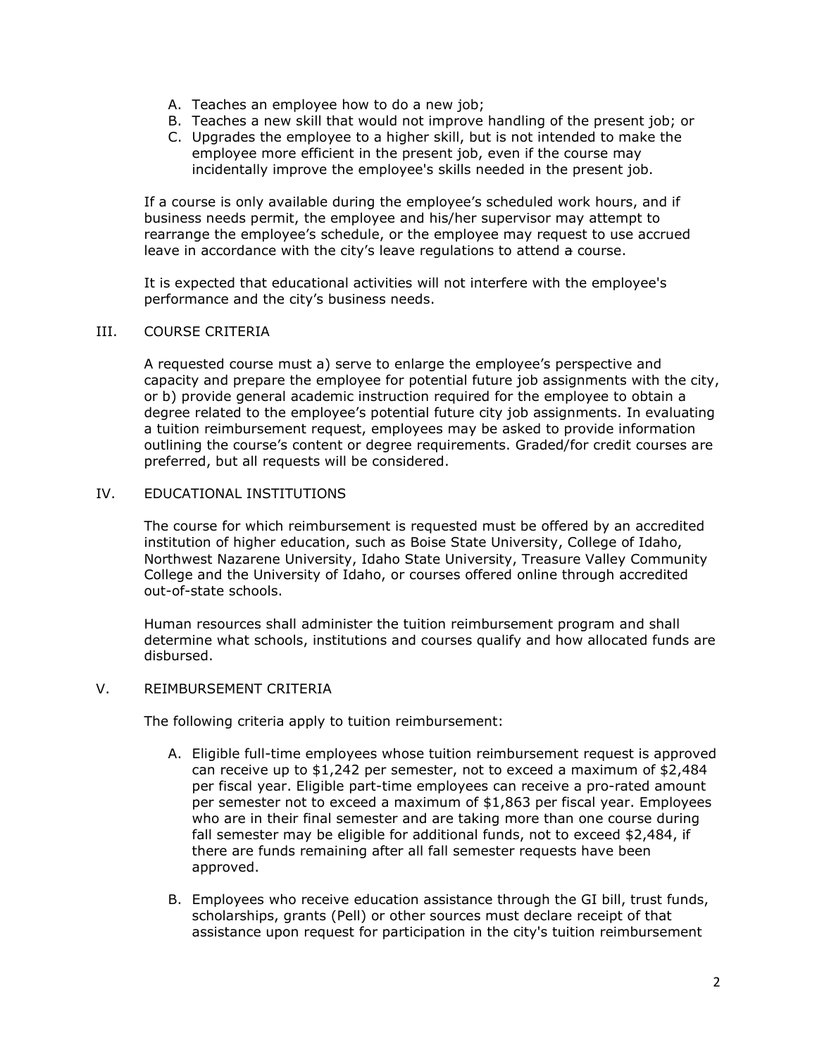A. Teaches an employee how to do a new job;
B. Teaches a new skill that would not improve handling of the present job; or
C. Upgrades the employee to a higher skill, but is not intended to make the employee more efficient in the present job, even if the course may incidentally improve the employee's skills needed in the present job.

If a course is only available during the employee's scheduled work hours, and if business needs permit, the employee and his/her supervisor may attempt to rearrange the employee's schedule, or the employee may request to use accrued leave in accordance with the city's leave regulations to attend ~~a~~ course.

It is expected that educational activities will not interfere with the employee's performance and the city's business needs.

## III. COURSE CRITERIA

A requested course must a) serve to enlarge the employee's perspective and capacity and prepare the employee for potential future job assignments with the city, or b) provide general academic instruction required for the employee to obtain a degree related to the employee's potential future city job assignments. In evaluating a tuition reimbursement request, employees may be asked to provide information outlining the course's content or degree requirements. Graded/for credit courses are preferred, but all requests will be considered.

## IV. EDUCATIONAL INSTITUTIONS

The course for which reimbursement is requested must be offered by an accredited institution of higher education, such as Boise State University, College of Idaho, Northwest Nazarene University, Idaho State University, Treasure Valley Community College and the University of Idaho, or courses offered online through accredited out-of-state schools.

Human resources shall administer the tuition reimbursement program and shall determine what schools, institutions and courses qualify and how allocated funds are disbursed.

## V. REIMBURSEMENT CRITERIA

The following criteria apply to tuition reimbursement:

A. Eligible full-time employees whose tuition reimbursement request is approved can receive up to $1,242 per semester, not to exceed a maximum of $2,484 per fiscal year. Eligible part-time employees can receive a pro-rated amount per semester not to exceed a maximum of $1,863 per fiscal year. Employees who are in their final semester and are taking more than one course during fall semester may be eligible for additional funds, not to exceed $2,484, if there are funds remaining after all fall semester requests have been approved.

B. Employees who receive education assistance through the GI bill, trust funds, scholarships, grants (Pell) or other sources must declare receipt of that assistance upon request for participation in the city's tuition reimbursement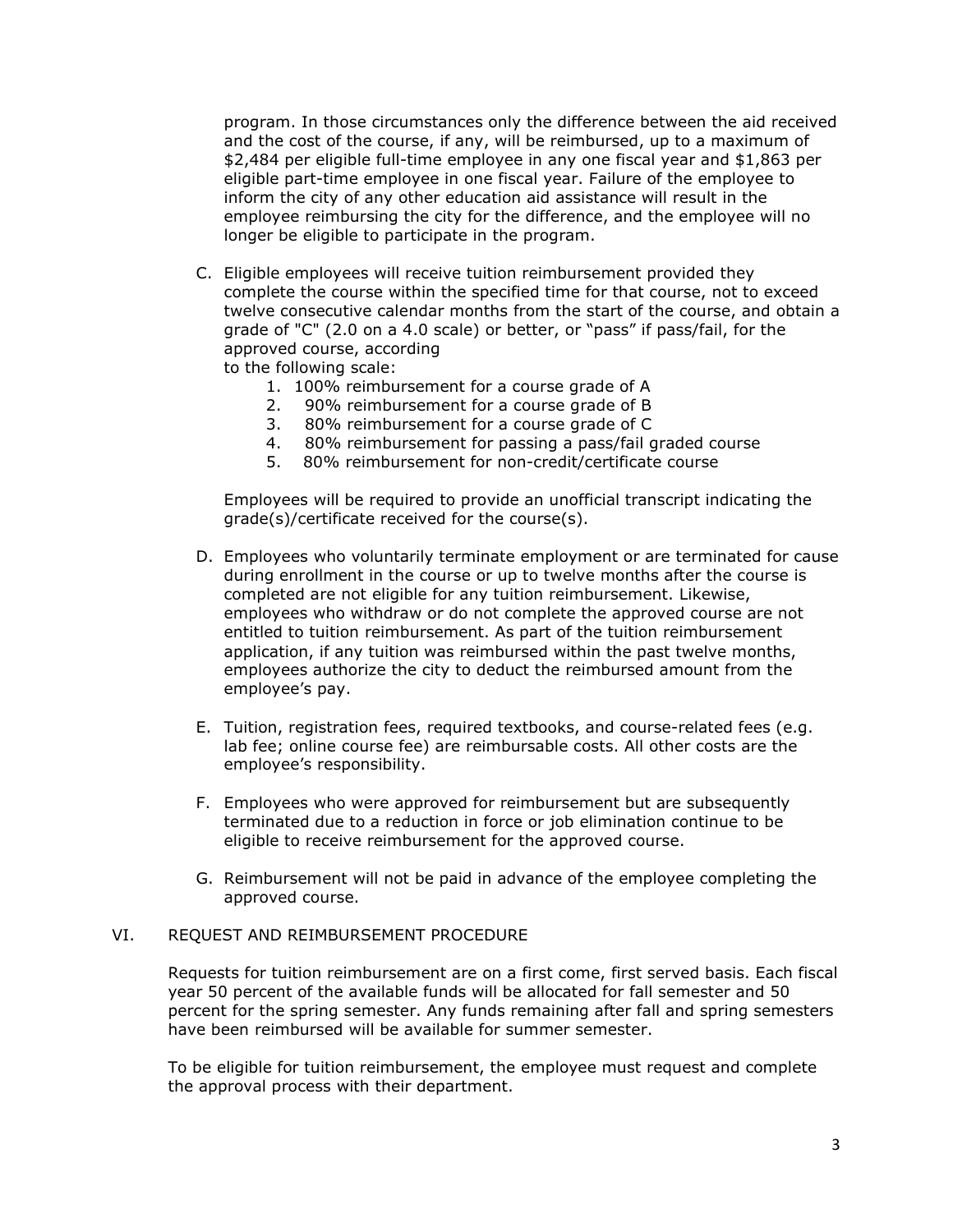program. In those circumstances only the difference between the aid received and the cost of the course, if any, will be reimbursed, up to a maximum of $2,484 per eligible full-time employee in any one fiscal year and $1,863 per eligible part-time employee in one fiscal year. Failure of the employee to inform the city of any other education aid assistance will result in the employee reimbursing the city for the difference, and the employee will no longer be eligible to participate in the program.

C. Eligible employees will receive tuition reimbursement provided they complete the course within the specified time for that course, not to exceed twelve consecutive calendar months from the start of the course, and obtain a grade of "C" (2.0 on a 4.0 scale) or better, or "pass" if pass/fail, for the approved course, according to the following scale:

   1. 100% reimbursement for a course grade of A
   2. 90% reimbursement for a course grade of B
   3. 80% reimbursement for a course grade of C
   4. 80% reimbursement for passing a pass/fail graded course
   5. 80% reimbursement for non-credit/certificate course

   Employees will be required to provide an unofficial transcript indicating the grade(s)/certificate received for the course(s).

D. Employees who voluntarily terminate employment or are terminated for cause during enrollment in the course or up to twelve months after the course is completed are not eligible for any tuition reimbursement. Likewise, employees who withdraw or do not complete the approved course are not entitled to tuition reimbursement. As part of the tuition reimbursement application, if any tuition was reimbursed within the past twelve months, employees authorize the city to deduct the reimbursed amount from the employee's pay.

E. Tuition, registration fees, required textbooks, and course-related fees (e.g. lab fee; online course fee) are reimbursable costs. All other costs are the employee's responsibility.

F. Employees who were approved for reimbursement but are subsequently terminated due to a reduction in force or job elimination continue to be eligible to receive reimbursement for the approved course.

G. Reimbursement will not be paid in advance of the employee completing the approved course.

## VI. REQUEST AND REIMBURSEMENT PROCEDURE

Requests for tuition reimbursement are on a first come, first served basis. Each fiscal year 50 percent of the available funds will be allocated for fall semester and 50 percent for the spring semester. Any funds remaining after fall and spring semesters have been reimbursed will be available for summer semester.

To be eligible for tuition reimbursement, the employee must request and complete the approval process with their department.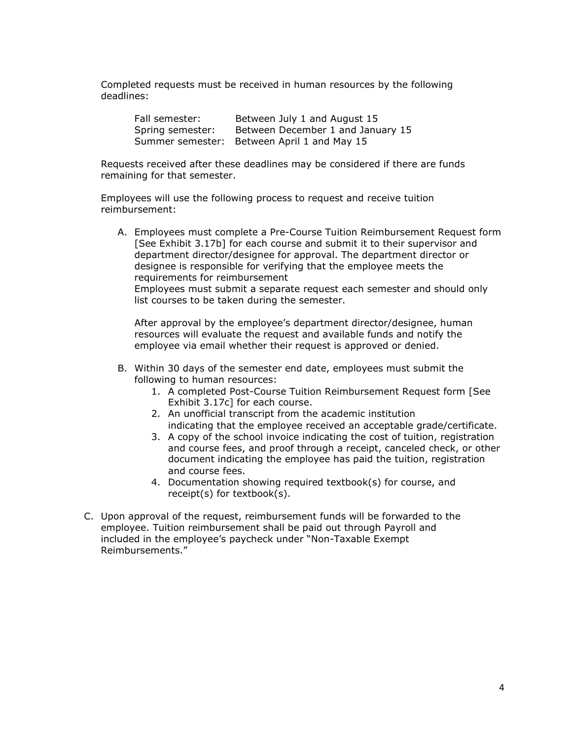Completed requests must be received in human resources by the following deadlines:

| | |
|---|---|
| Fall semester: | Between July 1 and August 15 |
| Spring semester: | Between December 1 and January 15 |
| Summer semester: | Between April 1 and May 15 |

Requests received after these deadlines may be considered if there are funds remaining for that semester.

Employees will use the following process to request and receive tuition reimbursement:

A. Employees must complete a Pre-Course Tuition Reimbursement Request form [See Exhibit 3.17b] for each course and submit it to their supervisor and department director/designee for approval. The department director or designee is responsible for verifying that the employee meets the requirements for reimbursement
   Employees must submit a separate request each semester and should only list courses to be taken during the semester.

   After approval by the employee's department director/designee, human resources will evaluate the request and available funds and notify the employee via email whether their request is approved or denied.

B. Within 30 days of the semester end date, employees must submit the following to human resources:
   1. A completed Post-Course Tuition Reimbursement Request form [See Exhibit 3.17c] for each course.
   2. An unofficial transcript from the academic institution indicating that the employee received an acceptable grade/certificate.
   3. A copy of the school invoice indicating the cost of tuition, registration and course fees, and proof through a receipt, canceled check, or other document indicating the employee has paid the tuition, registration and course fees.
   4. Documentation showing required textbook(s) for course, and receipt(s) for textbook(s).

C. Upon approval of the request, reimbursement funds will be forwarded to the employee. Tuition reimbursement shall be paid out through Payroll and included in the employee's paycheck under "Non-Taxable Exempt Reimbursements."